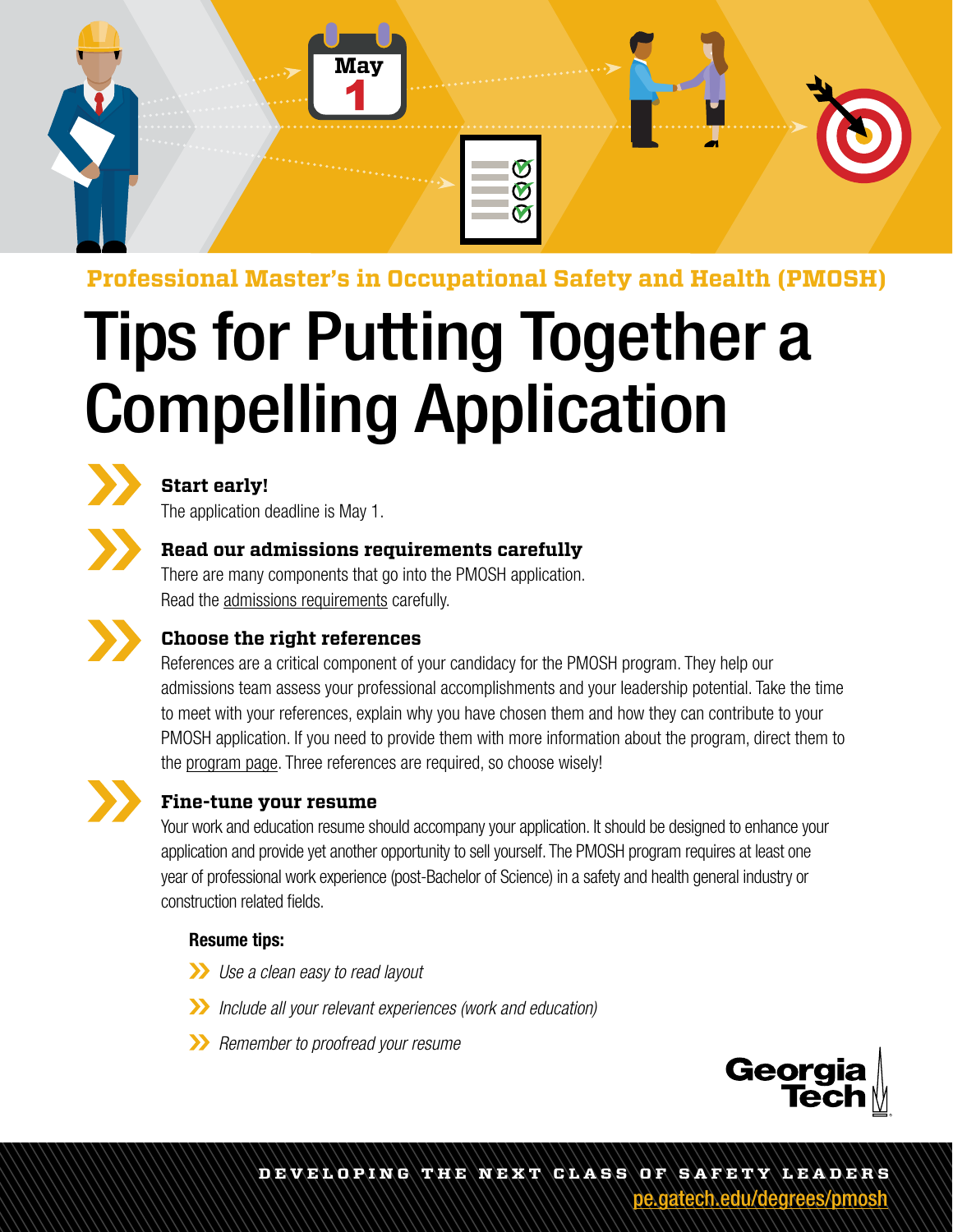Professional Master's in Occupational Safety and Health (PMOSH)

# Tips for Putting Together a Compelling Application

### Start early!

The application deadline is May 1.

### Read our admissions requirements carefully

There are many components that go into the PMOSH application. Read the admissions requirements carefully.

### Choose the right references

References are a critical component of your candidacy for the PMOSH program. They help our admissions team assess your professional accomplishments and your leadership potential. Take the time to meet with your references, explain why you have chosen them and how they can contribute to your PMOSH application. If you need to provide them with more information about the program, direct them to the program page. Three references are required, so choose wisely!

### Fine-tune your resume

Your work and education resume should accompany your application. It should be designed to enhance your application and provide yet another opportunity to sell yourself. The PMOSH program requires at least one year of professional work experience (post-Bachelor of Science) in a safety and health general industry or construction related fields.

**Resume tips:**

- *Use a clean easy to read layout*
- *Include all your relevant experiences (work and education)*
- *Remember to proofread your resume*

Georgia Tech

DEVELOPING THE NEXT CLASS OF SAFETY LEADERS

pe.gatech.edu/degrees/pmosh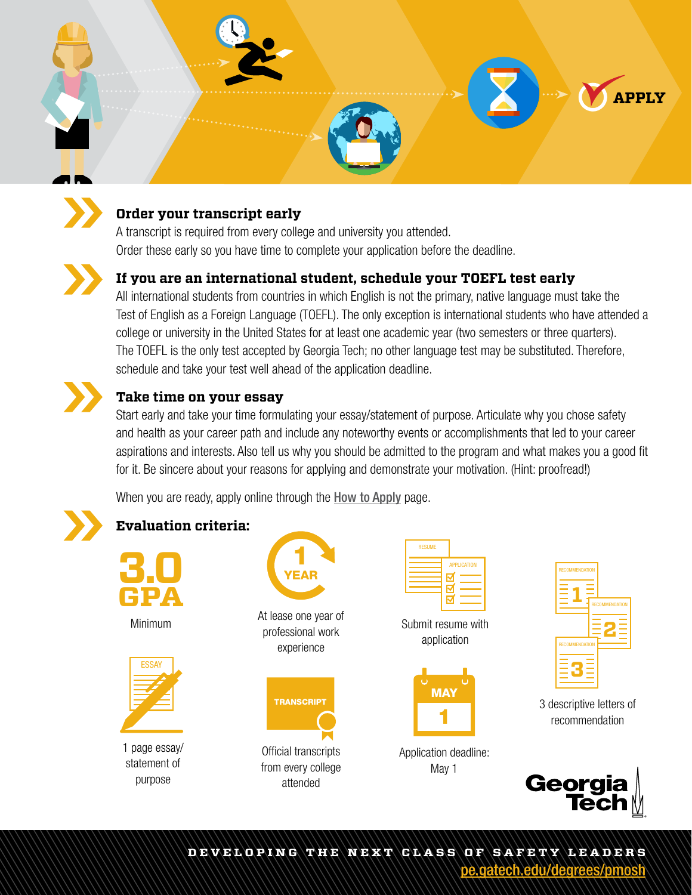APPLY

## Order your transcript early

A transcript is required from every college and university you attended.
Order these early so you have time to complete your application before the deadline.

## If you are an international student, schedule your TOEFL test early

All international students from countries in which English is not the primary, native language must take the Test of English as a Foreign Language (TOEFL). The only exception is international students who have attended a college or university in the United States for at least one academic year (two semesters or three quarters). The TOEFL is the only test accepted by Georgia Tech; no other language test may be substituted. Therefore, schedule and take your test well ahead of the application deadline.

## Take time on your essay

Start early and take your time formulating your essay/statement of purpose. Articulate why you chose safety and health as your career path and include any noteworthy events or accomplishments that led to your career aspirations and interests. Also tell us why you should be admitted to the program and what makes you a good fit for it. Be sincere about your reasons for applying and demonstrate your motivation. (Hint: proofread!)

When you are ready, apply online through the How to Apply page.

## Evaluation criteria:

- **3.0 GPA** Minimum
- **1 YEAR** At lease one year of professional work experience
- Submit resume with application
- 3 descriptive letters of recommendation
- 1 page essay/ statement of purpose
- Official transcripts from every college attended
- **MAY 1** Application deadline: May 1

Georgia Tech

DEVELOPING THE NEXT CLASS OF SAFETY LEADERS
pe.gatech.edu/degrees/pmosh